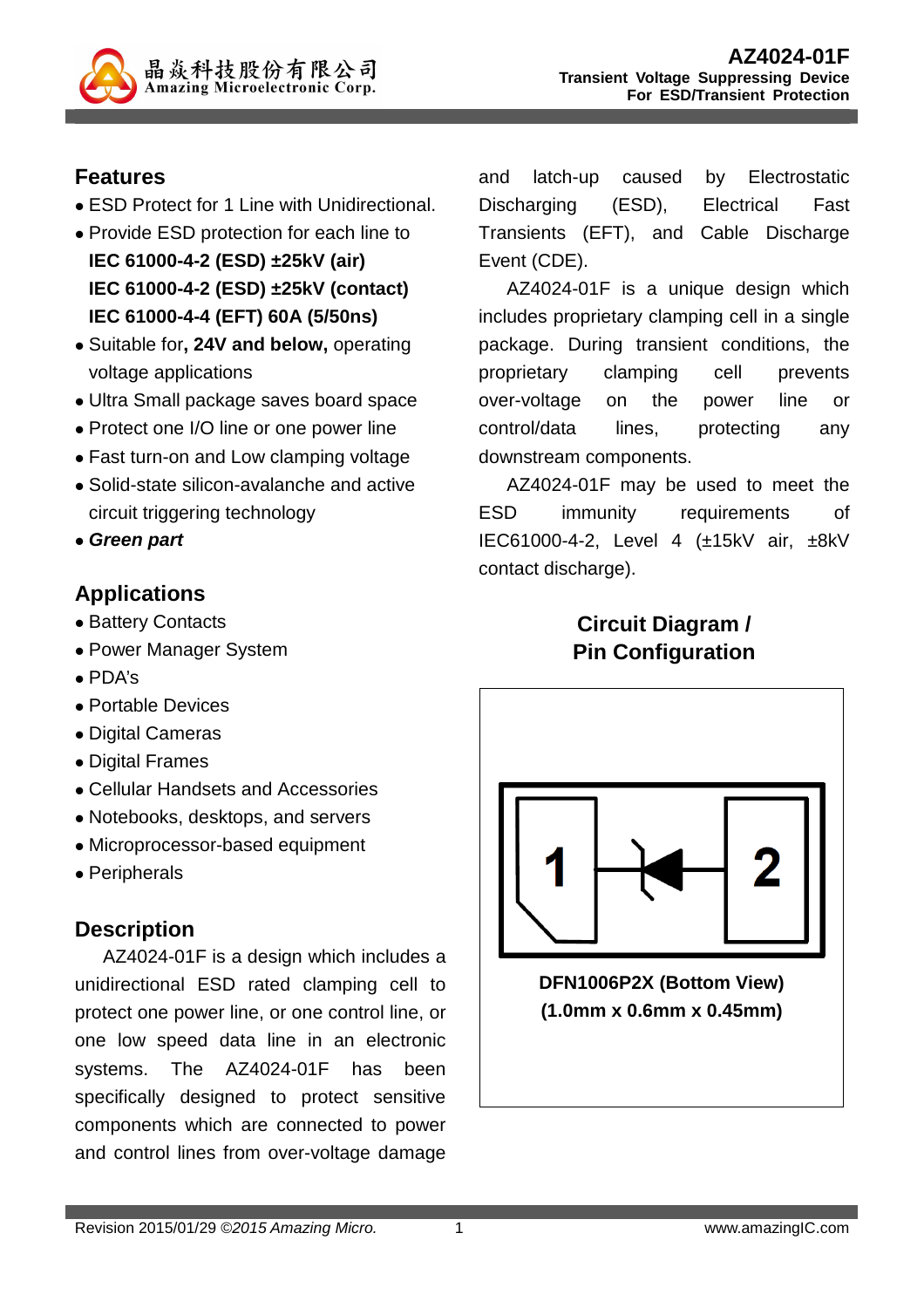# AZ4024-01F

**Transient Voltage Suppressing Device For ESD/Transient Protection**

## Features

- ESD Protect for 1 Line with Unidirectional.
- Provide ESD protection for each line to
  **IEC 61000-4-2 (ESD) ±25kV (air)**
  **IEC 61000-4-2 (ESD) ±25kV (contact)**
  **IEC 61000-4-4 (EFT) 60A (5/50ns)**
- Suitable for**, 24V and below,** operating voltage applications
- Ultra Small package saves board space
- Protect one I/O line or one power line
- Fast turn-on and Low clamping voltage
- Solid-state silicon-avalanche and active circuit triggering technology
- ***Green part***

## Applications

- Battery Contacts
- Power Manager System
- PDA's
- Portable Devices
- Digital Cameras
- Digital Frames
- Cellular Handsets and Accessories
- Notebooks, desktops, and servers
- Microprocessor-based equipment
- Peripherals

## Description

AZ4024-01F is a design which includes a unidirectional ESD rated clamping cell to protect one power line, or one control line, or one low speed data line in an electronic systems. The AZ4024-01F has been specifically designed to protect sensitive components which are connected to power and control lines from over-voltage damage and latch-up caused by Electrostatic Discharging (ESD), Electrical Fast Transients (EFT), and Cable Discharge Event (CDE).

AZ4024-01F is a unique design which includes proprietary clamping cell in a single package. During transient conditions, the proprietary clamping cell prevents over-voltage on the power line or control/data lines, protecting any downstream components.

AZ4024-01F may be used to meet the ESD immunity requirements of IEC61000-4-2, Level 4 (±15kV air, ±8kV contact discharge).

## Circuit Diagram / Pin Configuration

**DFN1006P2X (Bottom View)**
**(1.0mm x 0.6mm x 0.45mm)**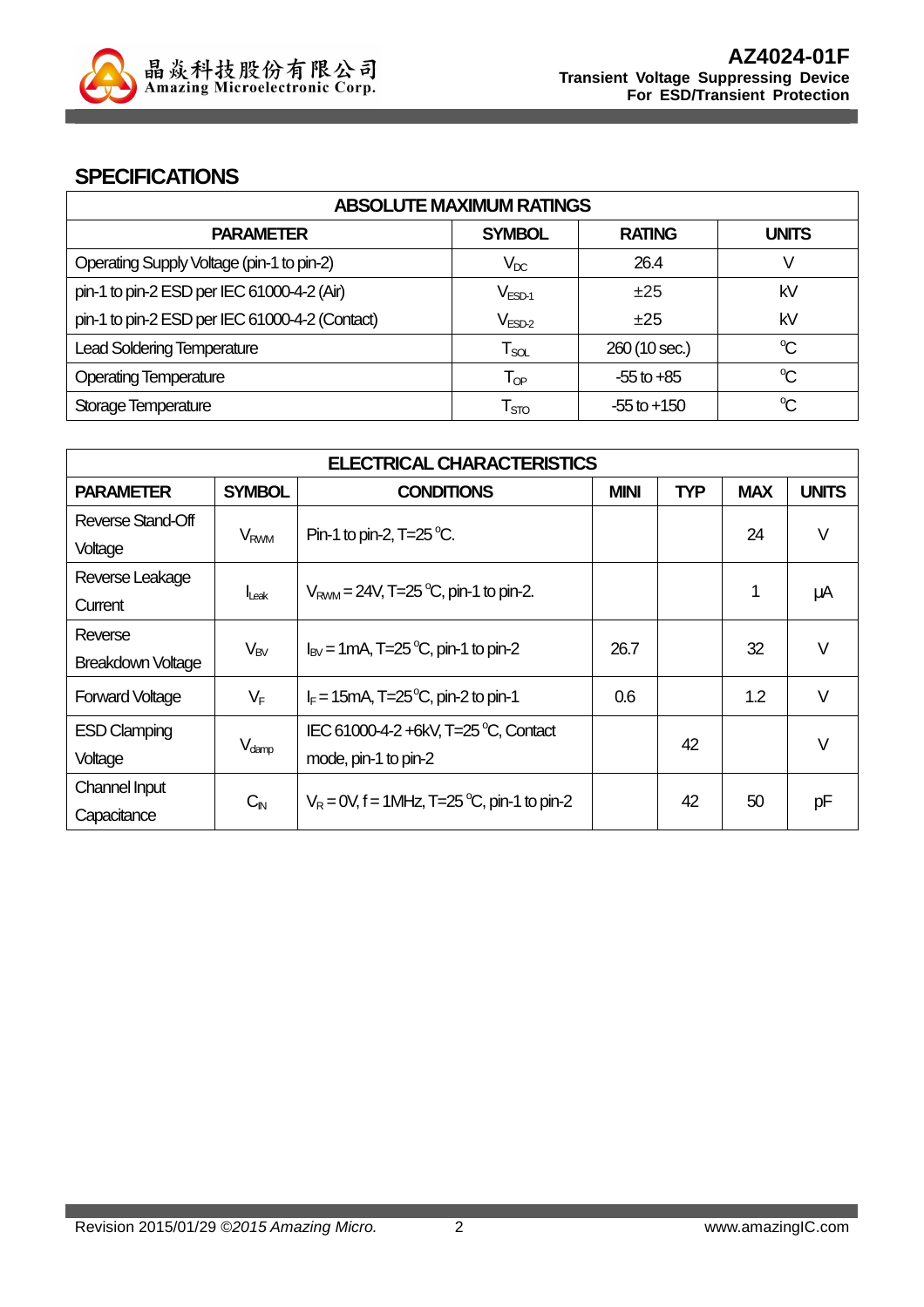## SPECIFICATIONS

| ABSOLUTE MAXIMUM RATINGS | | | |
|---|---|---|---|
| **PARAMETER** | **SYMBOL** | **RATING** | **UNITS** |
| Operating Supply Voltage (pin-1 to pin-2) | $V_{DC}$ | 26.4 | V |
| pin-1 to pin-2 ESD per IEC 61000-4-2 (Air) | $V_{ESD-1}$ | ±25 | kV |
| pin-1 to pin-2 ESD per IEC 61000-4-2 (Contact) | $V_{ESD-2}$ | ±25 | kV |
| Lead Soldering Temperature | $T_{SOL}$ | 260 (10 sec.) | °C |
| Operating Temperature | $T_{OP}$ | -55 to +85 | °C |
| Storage Temperature | $T_{STO}$ | -55 to +150 | °C |

| ELECTRICAL CHARACTERISTICS | | | | | | |
|---|---|---|---|---|---|---|
| **PARAMETER** | **SYMBOL** | **CONDITIONS** | **MINI** | **TYP** | **MAX** | **UNITS** |
| Reverse Stand-Off Voltage | $V_{RWM}$ | Pin-1 to pin-2, T=25 °C. | | | 24 | V |
| Reverse Leakage Current | $I_{Leak}$ | $V_{RWM}$ = 24V, T=25 °C, pin-1 to pin-2. | | | 1 | μA |
| Reverse Breakdown Voltage | $V_{BV}$ | $I_{BV}$ = 1mA, T=25 °C, pin-1 to pin-2 | 26.7 | | 32 | V |
| Forward Voltage | $V_F$ | $I_F$ = 15mA, T=25°C, pin-2 to pin-1 | 0.6 | | 1.2 | V |
| ESD Clamping Voltage | $V_{clamp}$ | IEC 61000-4-2 +6kV, T=25 °C, Contact mode, pin-1 to pin-2 | | 42 | | V |
| Channel Input Capacitance | $C_{IN}$ | $V_R$ = 0V, f = 1MHz, T=25 °C, pin-1 to pin-2 | | 42 | 50 | pF |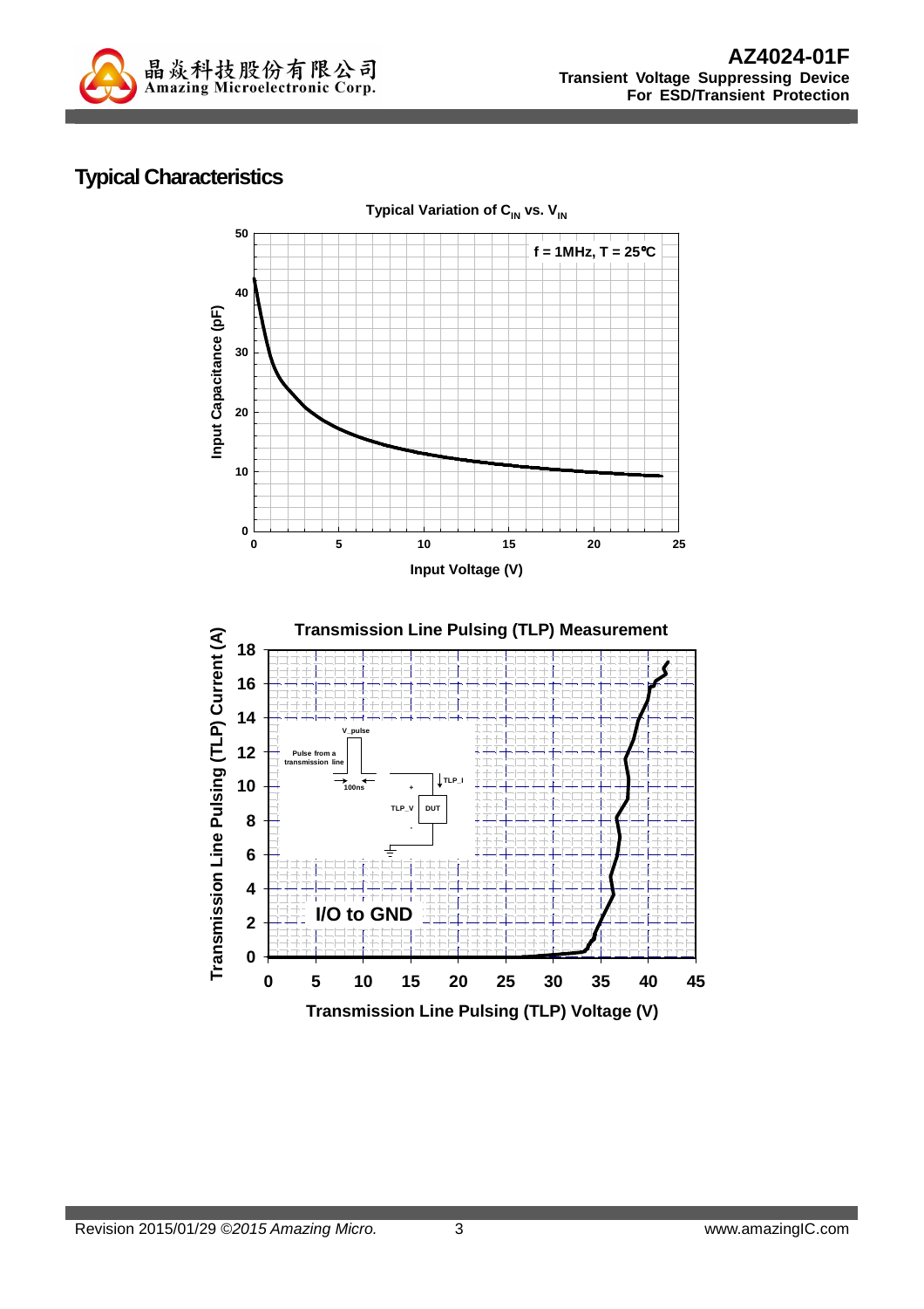## Typical Characteristics

Typical Variation of $C_{IN}$ vs. $V_{IN}$

f = 1MHz, T = 25°C

Input Capacitance (pF)

Input Voltage (V)

Transmission Line Pulsing (TLP) Measurement

Transmission Line Pulsing (TLP) Current (A)

Transmission Line Pulsing (TLP) Voltage (V)

I/O to GND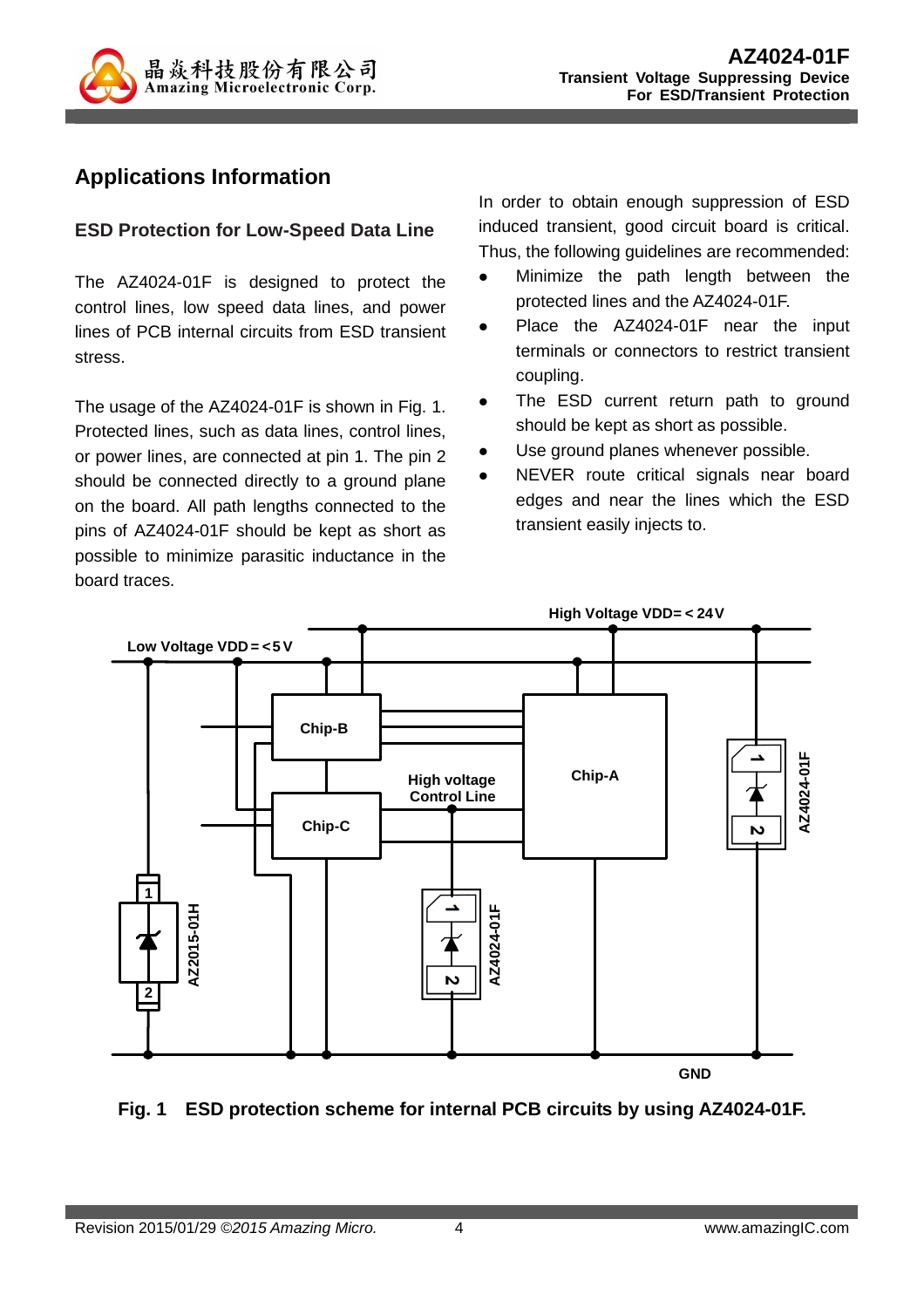## Applications Information

### ESD Protection for Low-Speed Data Line

The AZ4024-01F is designed to protect the control lines, low speed data lines, and power lines of PCB internal circuits from ESD transient stress.

The usage of the AZ4024-01F is shown in Fig. 1. Protected lines, such as data lines, control lines, or power lines, are connected at pin 1. The pin 2 should be connected directly to a ground plane on the board. All path lengths connected to the pins of AZ4024-01F should be kept as short as possible to minimize parasitic inductance in the board traces.

In order to obtain enough suppression of ESD induced transient, good circuit board is critical. Thus, the following guidelines are recommended:

- Minimize the path length between the protected lines and the AZ4024-01F.
- Place the AZ4024-01F near the input terminals or connectors to restrict transient coupling.
- The ESD current return path to ground should be kept as short as possible.
- Use ground planes whenever possible.
- NEVER route critical signals near board edges and near the lines which the ESD transient easily injects to.

High Voltage VDD=<24V

Low Voltage VDD=<5V

Chip-B

Chip-A

Chip-C

High voltage Control Line

AZ2015-01H

AZ4024-01F

AZ4024-01F

GND

**Fig. 1 ESD protection scheme for internal PCB circuits by using AZ4024-01F.**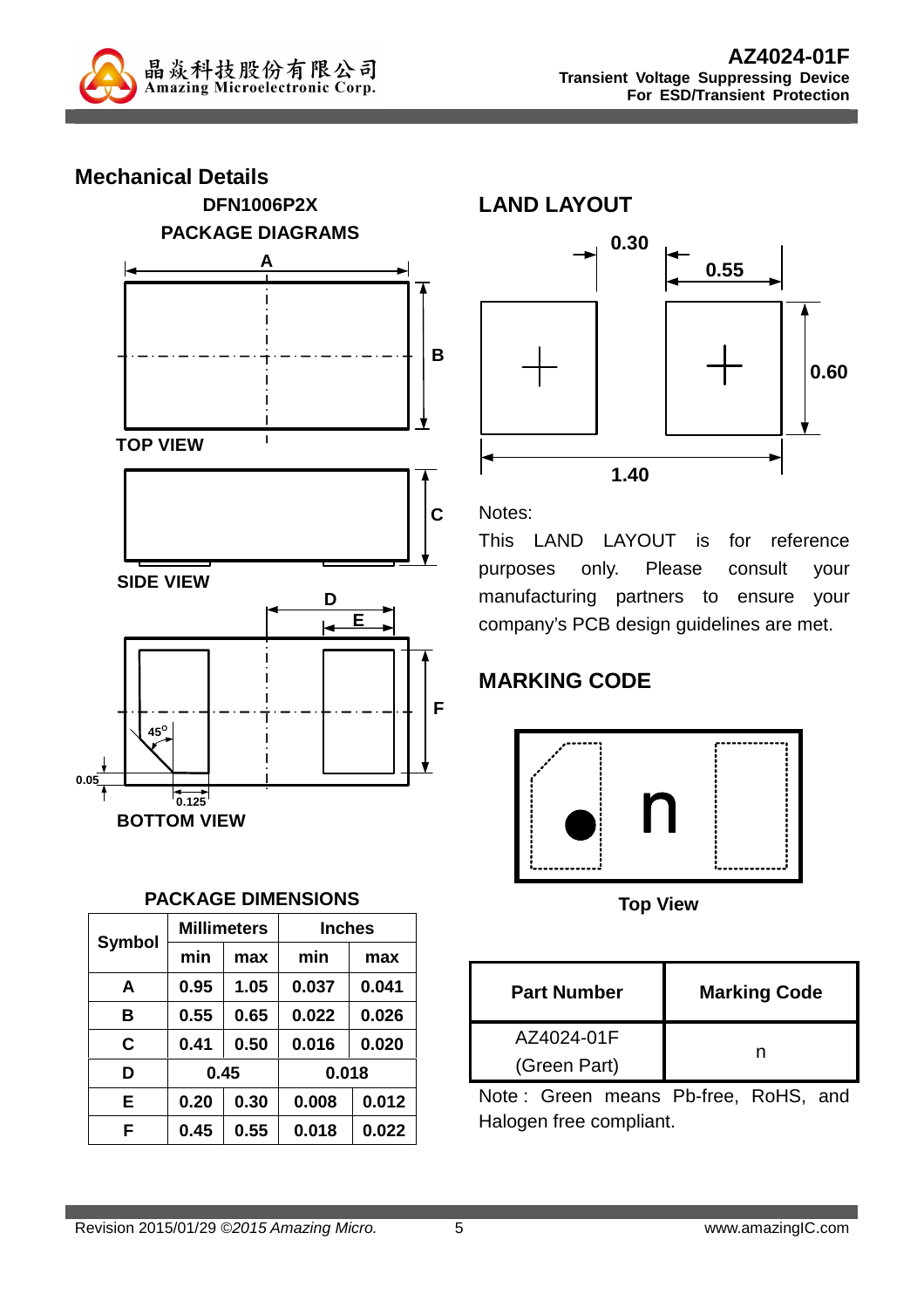## Mechanical Details

### DFN1006P2X

### PACKAGE DIAGRAMS

TOP VIEW

SIDE VIEW

BOTTOM VIEW

### PACKAGE DIMENSIONS

| Symbol | Millimeters | | Inches | |
|---|---|---|---|---|
| | min | max | min | max |
| A | 0.95 | 1.05 | 0.037 | 0.041 |
| B | 0.55 | 0.65 | 0.022 | 0.026 |
| C | 0.41 | 0.50 | 0.016 | 0.020 |
| D | 0.45 | | 0.018 | |
| E | 0.20 | 0.30 | 0.008 | 0.012 |
| F | 0.45 | 0.55 | 0.018 | 0.022 |

## LAND LAYOUT

Notes:

This LAND LAYOUT is for reference purposes only. Please consult your manufacturing partners to ensure your company's PCB design guidelines are met.

## MARKING CODE

Top View

| Part Number | Marking Code |
|---|---|
| AZ4024-01F (Green Part) | n |

Note : Green means Pb-free, RoHS, and Halogen free compliant.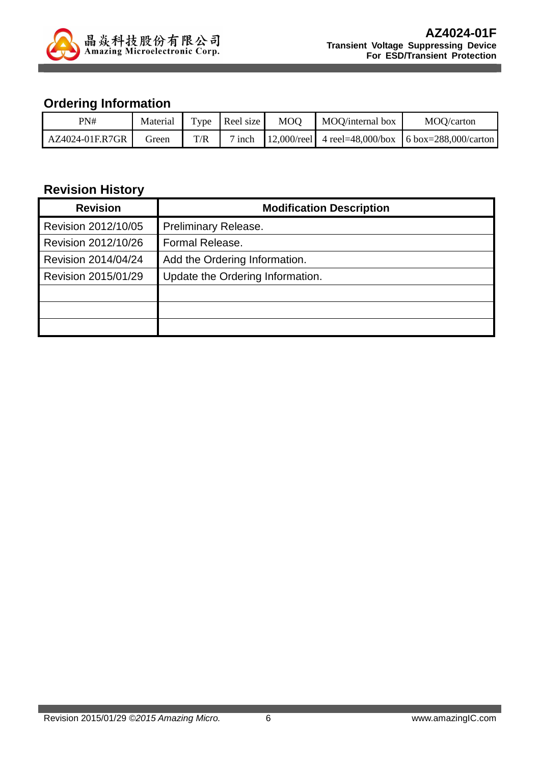## Ordering Information

| PN# | Material | Type | Reel size | MOQ | MOQ/internal box | MOQ/carton |
|---|---|---|---|---|---|---|
| AZ4024-01F.R7GR | Green | T/R | 7 inch | 12,000/reel | 4 reel=48,000/box | 6 box=288,000/carton |

## Revision History

| Revision | Modification Description |
|---|---|
| Revision 2012/10/05 | Preliminary Release. |
| Revision 2012/10/26 | Formal Release. |
| Revision 2014/04/24 | Add the Ordering Information. |
| Revision 2015/01/29 | Update the Ordering Information. |
| | |
| | |
| | |